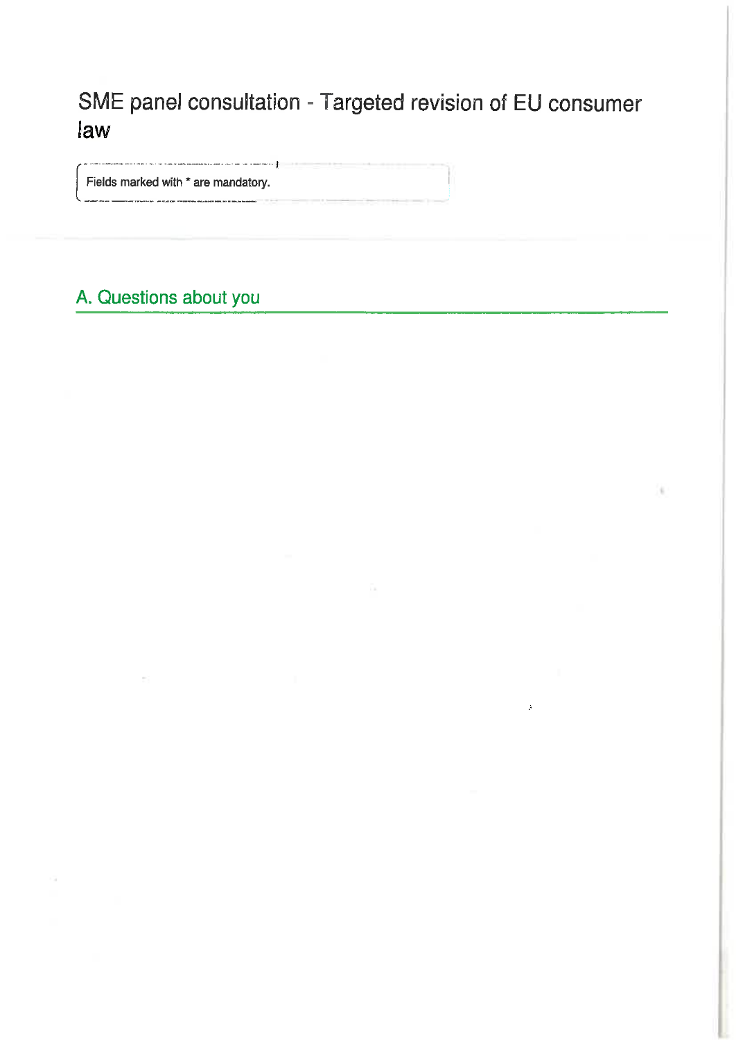# SME panel consultation - Targeted revision of EU consumer law

Fields marked with * are mandatory.

## A. Questions about you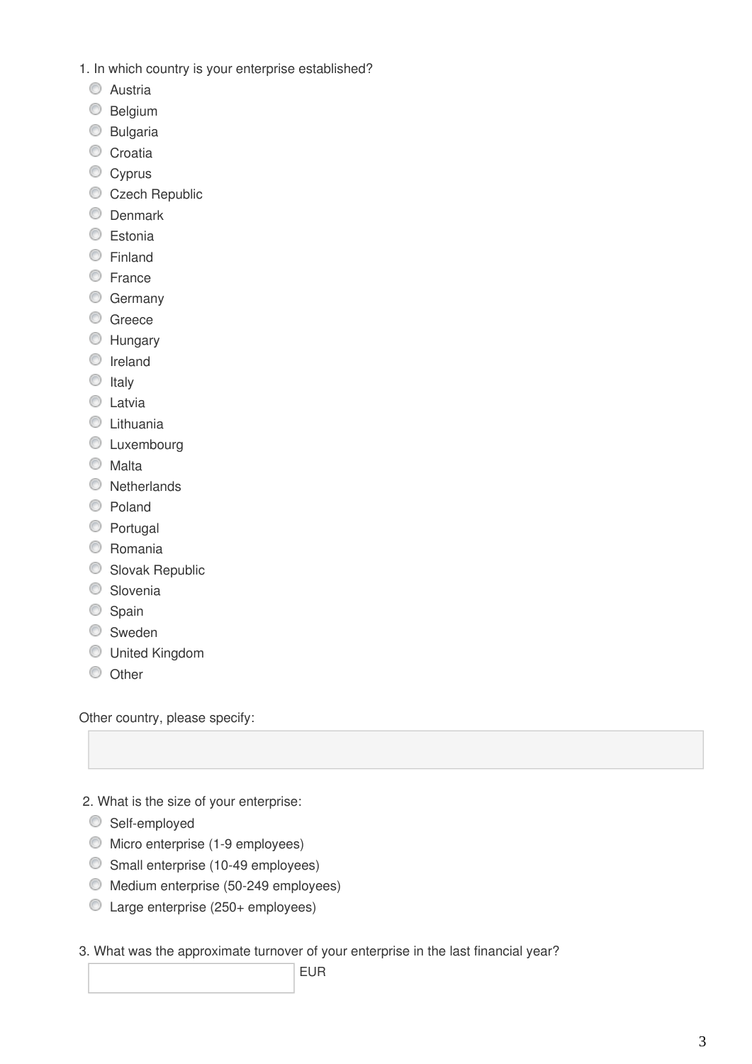1. In which country is your enterprise established?

- Austria
- Belgium
- Bulgaria
- Croatia
- Cyprus
- Czech Republic
- Denmark
- Estonia
- Finland
- France
- Germany
- Greece
- Hungary
- Ireland
- Italy
- Latvia
- Lithuania
- Luxembourg
- Malta
- Netherlands
- Poland
- Portugal
- Romania
- Slovak Republic
- Slovenia
- Spain
- Sweden
- United Kingdom
- Other

Other country, please specify:

2. What is the size of your enterprise:

- Self-employed
- Micro enterprise (1-9 employees)
- Small enterprise (10-49 employees)
- Medium enterprise (50-249 employees)
- Large enterprise (250+ employees)

3. What was the approximate turnover of your enterprise in the last financial year?

EUR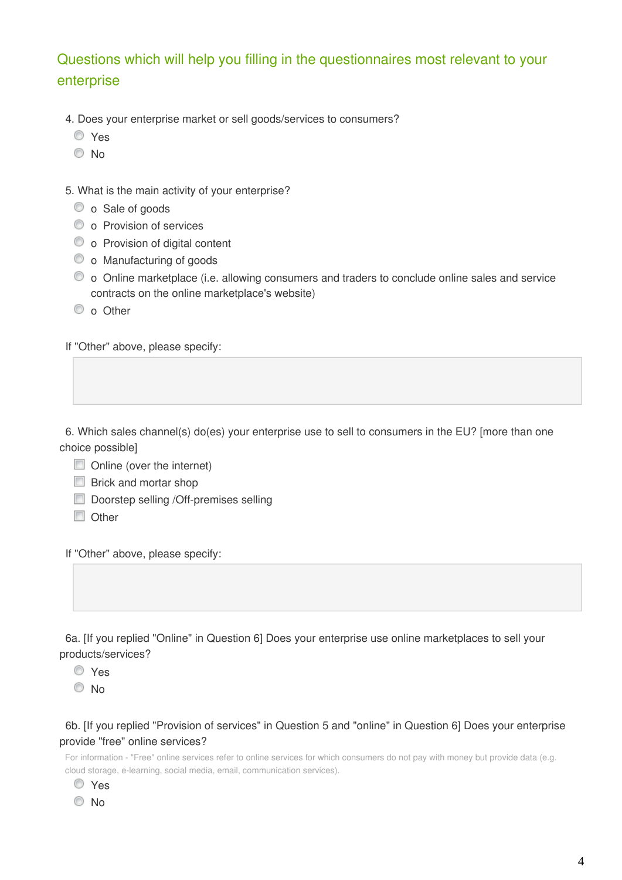## Questions which will help you filling in the questionnaires most relevant to your enterprise

4. Does your enterprise market or sell goods/services to consumers?

- ○ Yes
- ○ No

5. What is the main activity of your enterprise?

- ○ o Sale of goods
- ○ o Provision of services
- ○ o Provision of digital content
- ○ o Manufacturing of goods
- ○ o Online marketplace (i.e. allowing consumers and traders to conclude online sales and service contracts on the online marketplace's website)
- ○ o Other

If "Other" above, please specify:

6. Which sales channel(s) do(es) your enterprise use to sell to consumers in the EU? [more than one choice possible]

- ☐ Online (over the internet)
- ☐ Brick and mortar shop
- ☐ Doorstep selling /Off-premises selling
- ☐ Other

If "Other" above, please specify:

6a. [If you replied "Online" in Question 6] Does your enterprise use online marketplaces to sell your products/services?

- ○ Yes
- ○ No

6b. [If you replied "Provision of services" in Question 5 and "online" in Question 6] Does your enterprise provide "free" online services?

For information - "Free" online services refer to online services for which consumers do not pay with money but provide data (e.g. cloud storage, e-learning, social media, email, communication services).

- ○ Yes
- ○ No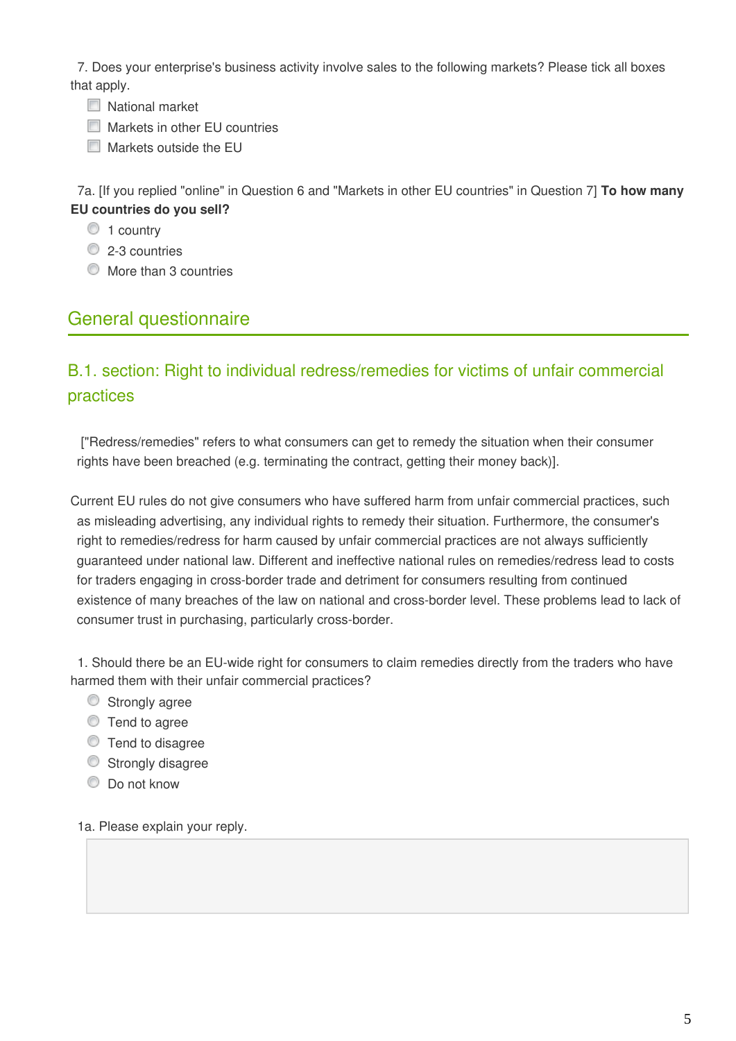7. Does your enterprise's business activity involve sales to the following markets? Please tick all boxes that apply.

- National market
- Markets in other EU countries
- Markets outside the EU

7a. [If you replied "online" in Question 6 and "Markets in other EU countries" in Question 7] **To how many EU countries do you sell?**

- 1 country
- 2-3 countries
- More than 3 countries

## General questionnaire

### B.1. section: Right to individual redress/remedies for victims of unfair commercial practices

["Redress/remedies" refers to what consumers can get to remedy the situation when their consumer rights have been breached (e.g. terminating the contract, getting their money back)].

Current EU rules do not give consumers who have suffered harm from unfair commercial practices, such as misleading advertising, any individual rights to remedy their situation. Furthermore, the consumer's right to remedies/redress for harm caused by unfair commercial practices are not always sufficiently guaranteed under national law. Different and ineffective national rules on remedies/redress lead to costs for traders engaging in cross-border trade and detriment for consumers resulting from continued existence of many breaches of the law on national and cross-border level. These problems lead to lack of consumer trust in purchasing, particularly cross-border.

1. Should there be an EU-wide right for consumers to claim remedies directly from the traders who have harmed them with their unfair commercial practices?

- Strongly agree
- Tend to agree
- Tend to disagree
- Strongly disagree
- Do not know

1a. Please explain your reply.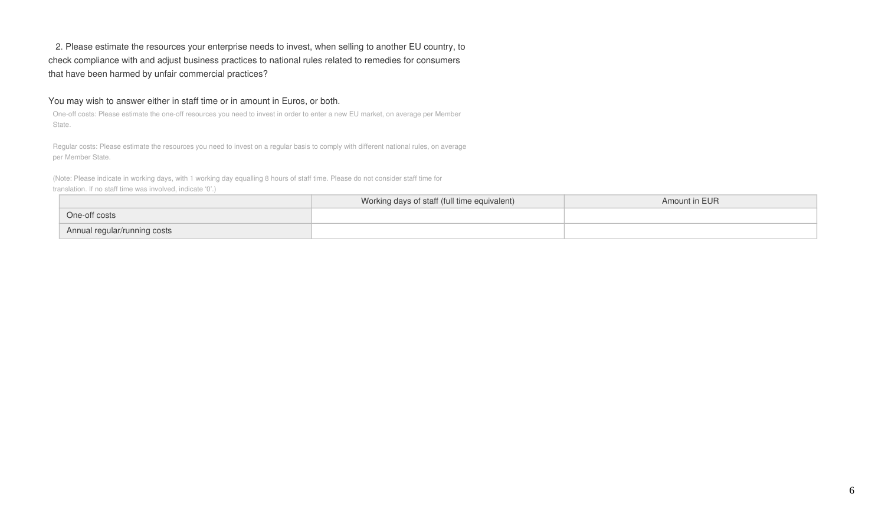2. Please estimate the resources your enterprise needs to invest, when selling to another EU country, to check compliance with and adjust business practices to national rules related to remedies for consumers that have been harmed by unfair commercial practices?

You may wish to answer either in staff time or in amount in Euros, or both.

One-off costs: Please estimate the one-off resources you need to invest in order to enter a new EU market, on average per Member State.

Regular costs: Please estimate the resources you need to invest on a regular basis to comply with different national rules, on average per Member State.

(Note: Please indicate in working days, with 1 working day equalling 8 hours of staff time. Please do not consider staff time for translation. If no staff time was involved, indicate '0'.)

| | Working days of staff (full time equivalent) | Amount in EUR |
|---|---|---|
| One-off costs | | |
| Annual regular/running costs | | |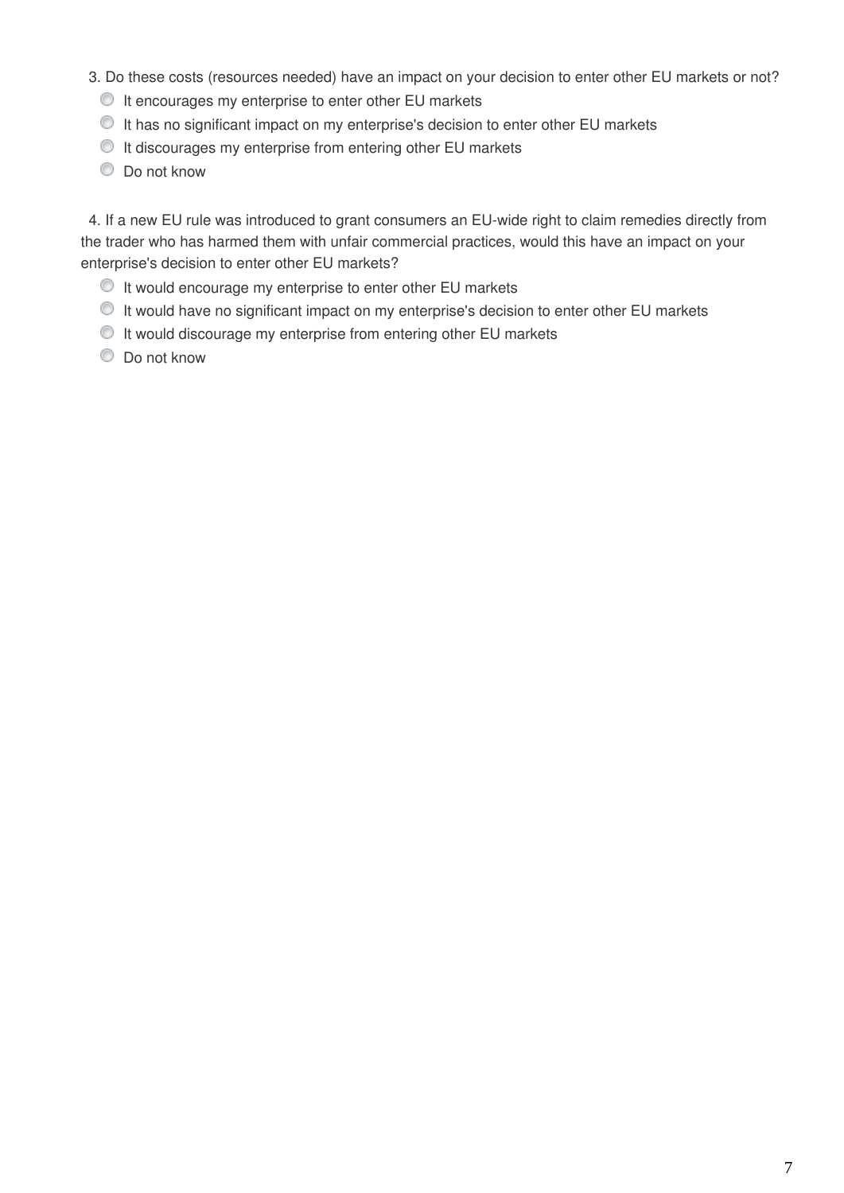3. Do these costs (resources needed) have an impact on your decision to enter other EU markets or not?

- It encourages my enterprise to enter other EU markets
- It has no significant impact on my enterprise's decision to enter other EU markets
- It discourages my enterprise from entering other EU markets
- Do not know

4. If a new EU rule was introduced to grant consumers an EU-wide right to claim remedies directly from the trader who has harmed them with unfair commercial practices, would this have an impact on your enterprise's decision to enter other EU markets?

- It would encourage my enterprise to enter other EU markets
- It would have no significant impact on my enterprise's decision to enter other EU markets
- It would discourage my enterprise from entering other EU markets
- Do not know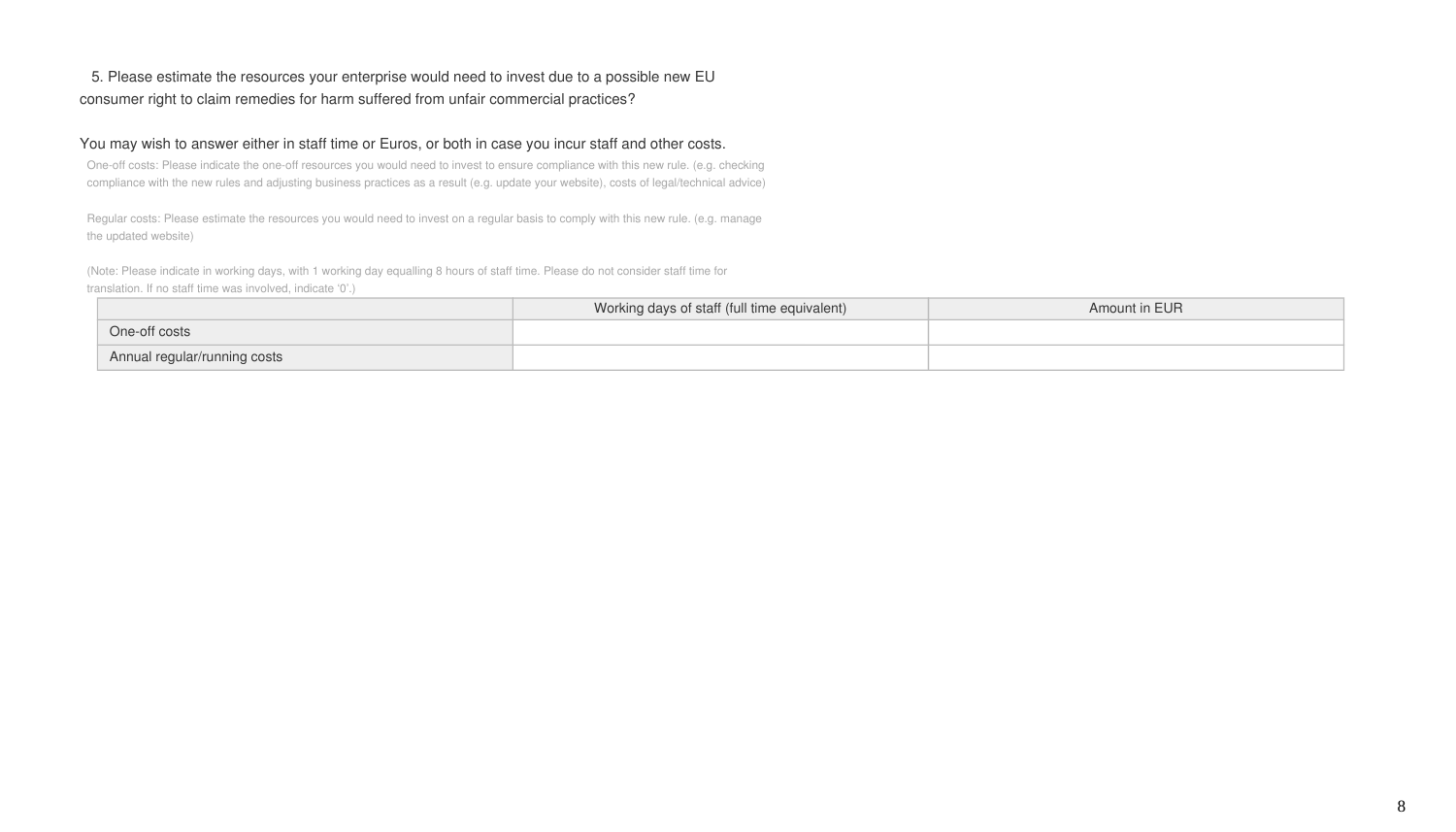5. Please estimate the resources your enterprise would need to invest due to a possible new EU consumer right to claim remedies for harm suffered from unfair commercial practices?

You may wish to answer either in staff time or Euros, or both in case you incur staff and other costs.

One-off costs: Please indicate the one-off resources you would need to invest to ensure compliance with this new rule. (e.g. checking compliance with the new rules and adjusting business practices as a result (e.g. update your website), costs of legal/technical advice)

Regular costs: Please estimate the resources you would need to invest on a regular basis to comply with this new rule. (e.g. manage the updated website)

(Note: Please indicate in working days, with 1 working day equalling 8 hours of staff time. Please do not consider staff time for translation. If no staff time was involved, indicate '0'.)

| | Working days of staff (full time equivalent) | Amount in EUR |
|---|---|---|
| One-off costs | | |
| Annual regular/running costs | | |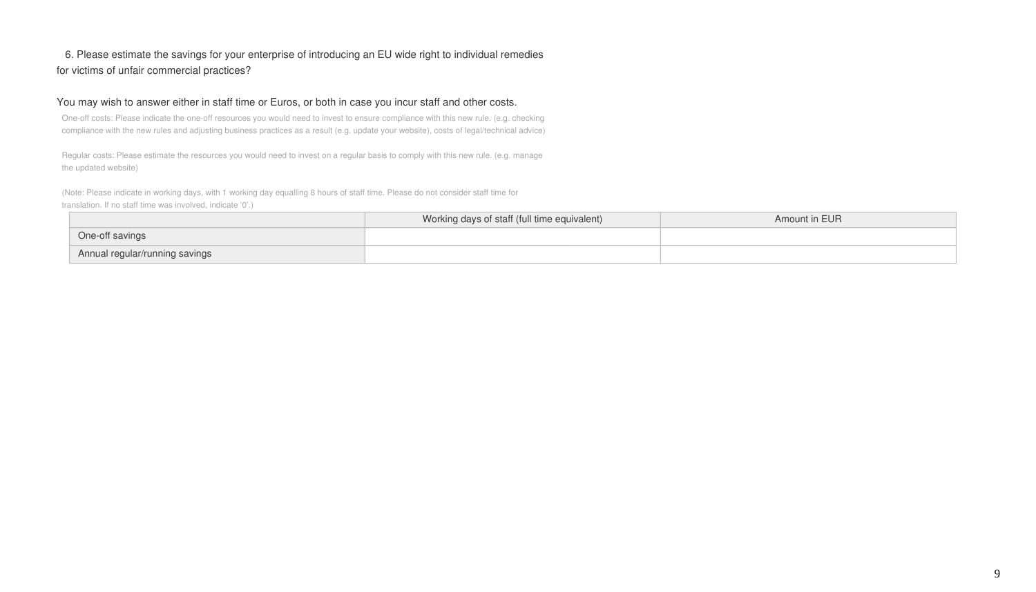6. Please estimate the savings for your enterprise of introducing an EU wide right to individual remedies for victims of unfair commercial practices?

You may wish to answer either in staff time or Euros, or both in case you incur staff and other costs.

One-off costs: Please indicate the one-off resources you would need to invest to ensure compliance with this new rule. (e.g. checking compliance with the new rules and adjusting business practices as a result (e.g. update your website), costs of legal/technical advice)

Regular costs: Please estimate the resources you would need to invest on a regular basis to comply with this new rule. (e.g. manage the updated website)

(Note: Please indicate in working days, with 1 working day equalling 8 hours of staff time. Please do not consider staff time for translation. If no staff time was involved, indicate '0'.)

| | Working days of staff (full time equivalent) | Amount in EUR |
|---|---|---|
| One-off savings | | |
| Annual regular/running savings | | |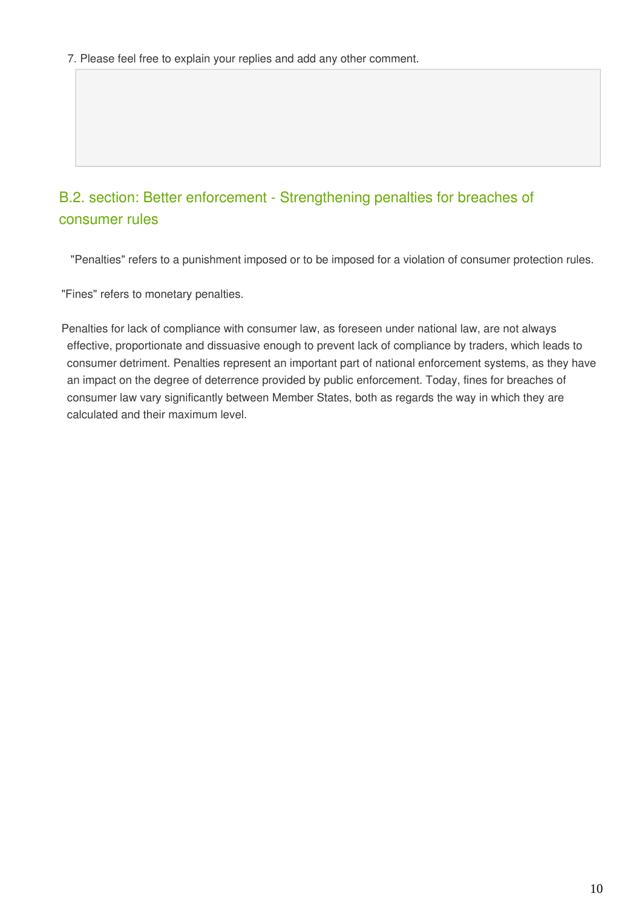7. Please feel free to explain your replies and add any other comment.

## B.2. section: Better enforcement - Strengthening penalties for breaches of consumer rules

"Penalties" refers to a punishment imposed or to be imposed for a violation of consumer protection rules.

"Fines" refers to monetary penalties.

Penalties for lack of compliance with consumer law, as foreseen under national law, are not always effective, proportionate and dissuasive enough to prevent lack of compliance by traders, which leads to consumer detriment. Penalties represent an important part of national enforcement systems, as they have an impact on the degree of deterrence provided by public enforcement. Today, fines for breaches of consumer law vary significantly between Member States, both as regards the way in which they are calculated and their maximum level.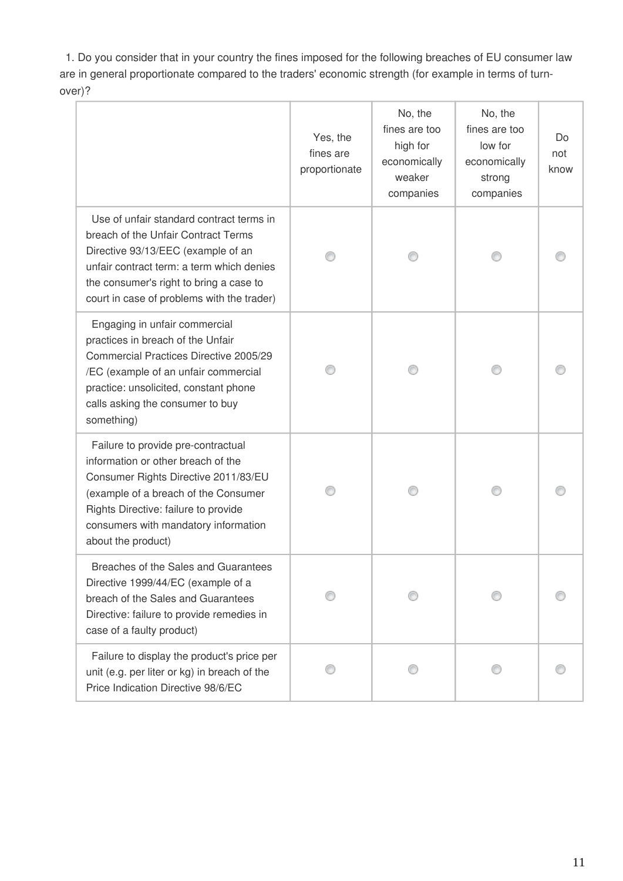1. Do you consider that in your country the fines imposed for the following breaches of EU consumer law are in general proportionate compared to the traders' economic strength (for example in terms of turn-over)?

| | Yes, the fines are proportionate | No, the fines are too high for economically weaker companies | No, the fines are too low for economically strong companies | Do not know |
|---|---|---|---|---|
| Use of unfair standard contract terms in breach of the Unfair Contract Terms Directive 93/13/EEC (example of an unfair contract term: a term which denies the consumer's right to bring a case to court in case of problems with the trader) | ○ | ○ | ○ | ○ |
| Engaging in unfair commercial practices in breach of the Unfair Commercial Practices Directive 2005/29/EC (example of an unfair commercial practice: unsolicited, constant phone calls asking the consumer to buy something) | ○ | ○ | ○ | ○ |
| Failure to provide pre-contractual information or other breach of the Consumer Rights Directive 2011/83/EU (example of a breach of the Consumer Rights Directive: failure to provide consumers with mandatory information about the product) | ○ | ○ | ○ | ○ |
| Breaches of the Sales and Guarantees Directive 1999/44/EC (example of a breach of the Sales and Guarantees Directive: failure to provide remedies in case of a faulty product) | ○ | ○ | ○ | ○ |
| Failure to display the product's price per unit (e.g. per liter or kg) in breach of the Price Indication Directive 98/6/EC | ○ | ○ | ○ | ○ |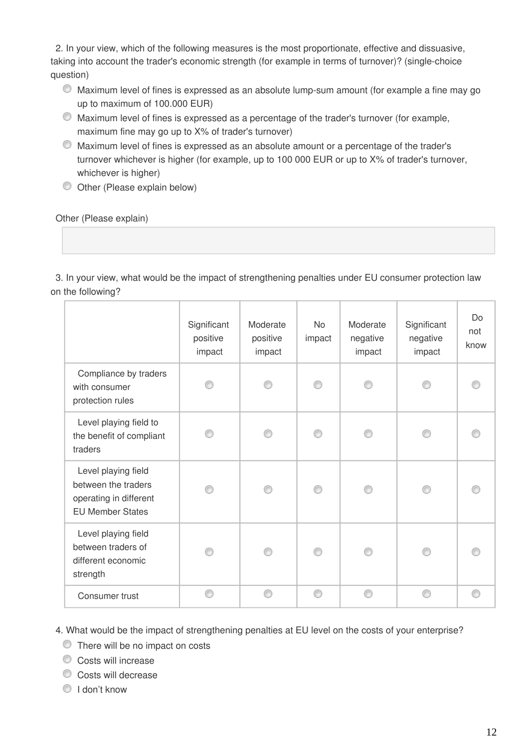2. In your view, which of the following measures is the most proportionate, effective and dissuasive, taking into account the trader's economic strength (for example in terms of turnover)? (single-choice question)

- Maximum level of fines is expressed as an absolute lump-sum amount (for example a fine may go up to maximum of 100.000 EUR)
- Maximum level of fines is expressed as a percentage of the trader's turnover (for example, maximum fine may go up to X% of trader's turnover)
- Maximum level of fines is expressed as an absolute amount or a percentage of the trader's turnover whichever is higher (for example, up to 100 000 EUR or up to X% of trader's turnover, whichever is higher)
- Other (Please explain below)

Other (Please explain)

3. In your view, what would be the impact of strengthening penalties under EU consumer protection law on the following?

| | Significant positive impact | Moderate positive impact | No impact | Moderate negative impact | Significant negative impact | Do not know |
|---|---|---|---|---|---|---|
| Compliance by traders with consumer protection rules | | | | | | |
| Level playing field to the benefit of compliant traders | | | | | | |
| Level playing field between the traders operating in different EU Member States | | | | | | |
| Level playing field between traders of different economic strength | | | | | | |
| Consumer trust | | | | | | |

4. What would be the impact of strengthening penalties at EU level on the costs of your enterprise?

- There will be no impact on costs
- Costs will increase
- Costs will decrease
- I don't know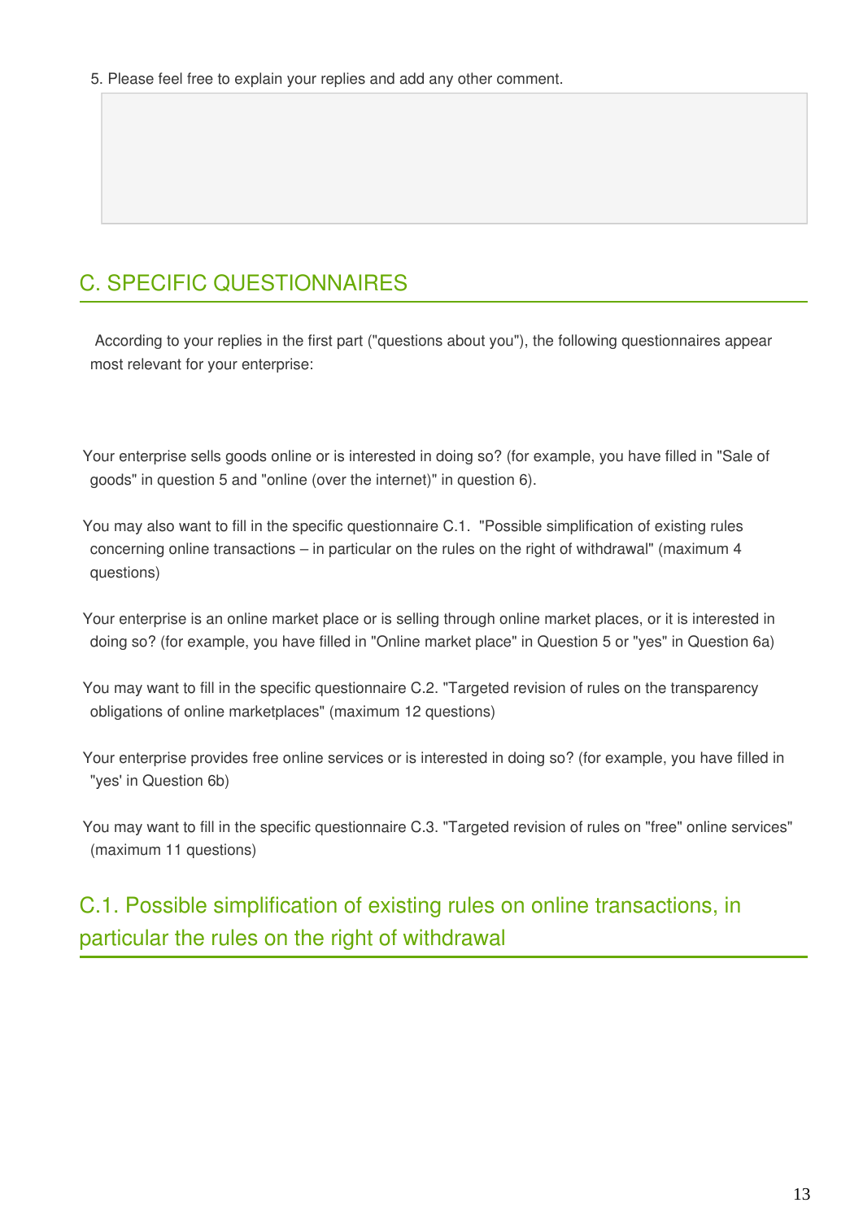5. Please feel free to explain your replies and add any other comment.

## C. SPECIFIC QUESTIONNAIRES

According to your replies in the first part ("questions about you"), the following questionnaires appear most relevant for your enterprise:

Your enterprise sells goods online or is interested in doing so? (for example, you have filled in "Sale of goods" in question 5 and "online (over the internet)" in question 6).

You may also want to fill in the specific questionnaire C.1. "Possible simplification of existing rules concerning online transactions – in particular on the rules on the right of withdrawal" (maximum 4 questions)

Your enterprise is an online market place or is selling through online market places, or it is interested in doing so? (for example, you have filled in "Online market place" in Question 5 or "yes" in Question 6a)

You may want to fill in the specific questionnaire C.2. "Targeted revision of rules on the transparency obligations of online marketplaces" (maximum 12 questions)

Your enterprise provides free online services or is interested in doing so? (for example, you have filled in "yes' in Question 6b)

You may want to fill in the specific questionnaire C.3. "Targeted revision of rules on "free" online services" (maximum 11 questions)

## C.1. Possible simplification of existing rules on online transactions, in particular the rules on the right of withdrawal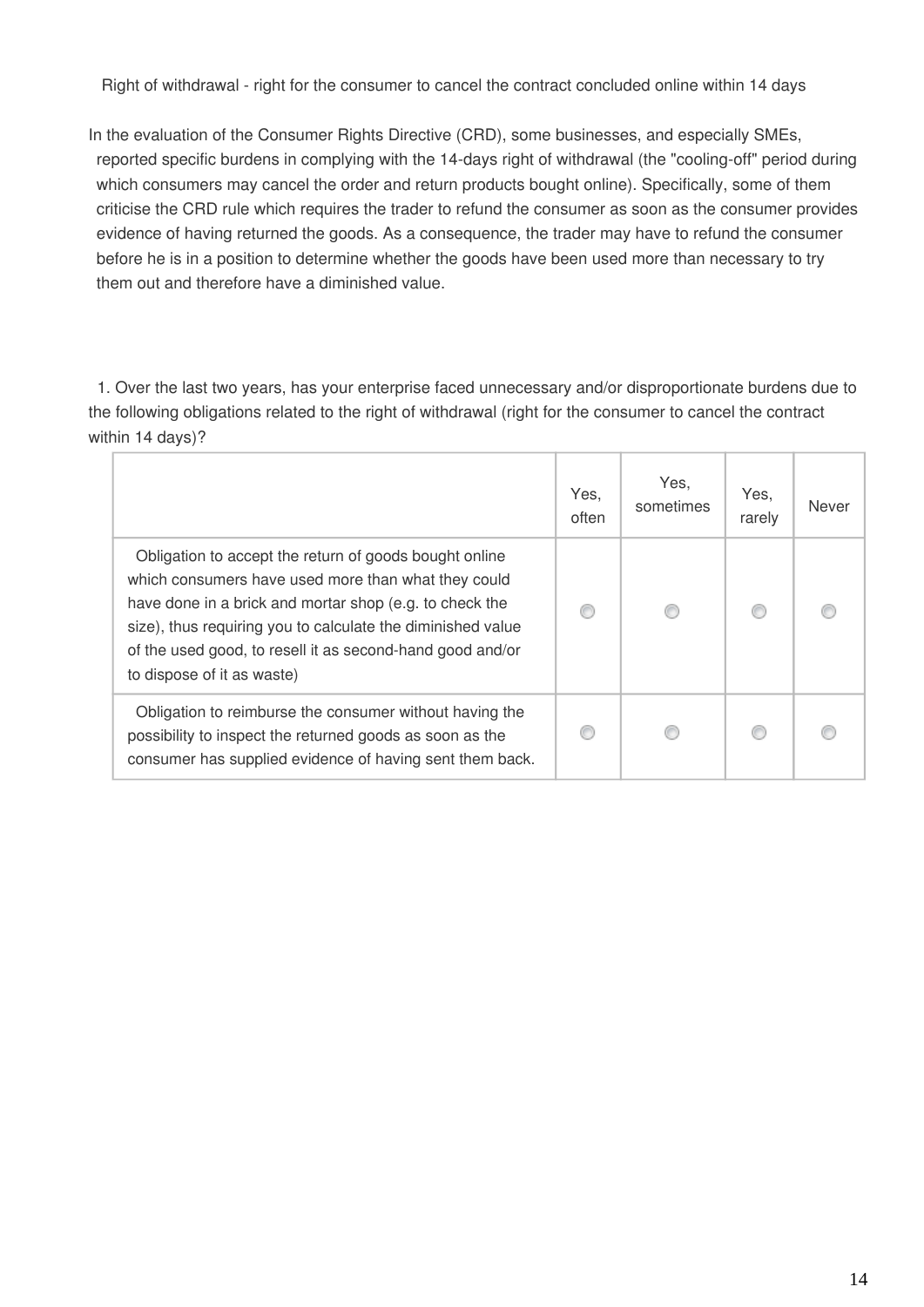Right of withdrawal - right for the consumer to cancel the contract concluded online within 14 days

In the evaluation of the Consumer Rights Directive (CRD), some businesses, and especially SMEs, reported specific burdens in complying with the 14-days right of withdrawal (the "cooling-off" period during which consumers may cancel the order and return products bought online). Specifically, some of them criticise the CRD rule which requires the trader to refund the consumer as soon as the consumer provides evidence of having returned the goods. As a consequence, the trader may have to refund the consumer before he is in a position to determine whether the goods have been used more than necessary to try them out and therefore have a diminished value.

1. Over the last two years, has your enterprise faced unnecessary and/or disproportionate burdens due to the following obligations related to the right of withdrawal (right for the consumer to cancel the contract within 14 days)?

| | Yes, often | Yes, sometimes | Yes, rarely | Never |
|---|---|---|---|---|
| Obligation to accept the return of goods bought online which consumers have used more than what they could have done in a brick and mortar shop (e.g. to check the size), thus requiring you to calculate the diminished value of the used good, to resell it as second-hand good and/or to dispose of it as waste) | ○ | ○ | ○ | ○ |
| Obligation to reimburse the consumer without having the possibility to inspect the returned goods as soon as the consumer has supplied evidence of having sent them back. | ○ | ○ | ○ | ○ |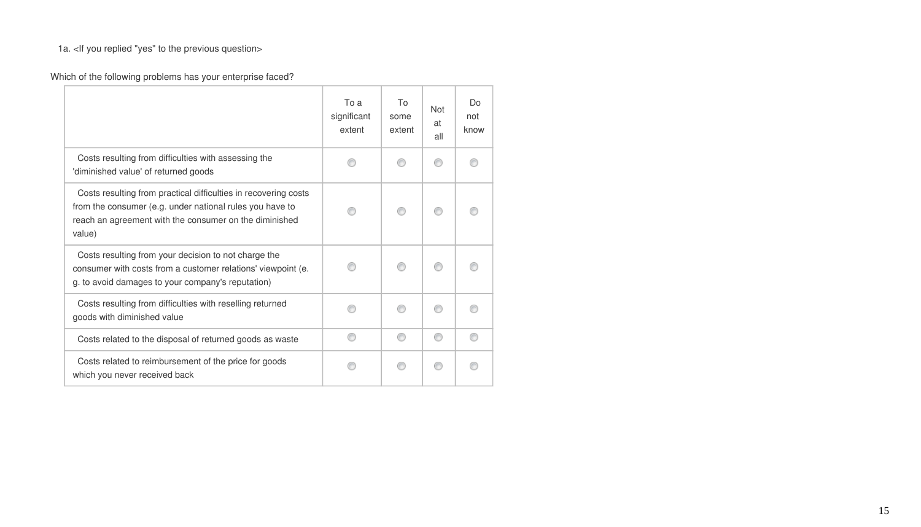1a. <If you replied "yes" to the previous question>

Which of the following problems has your enterprise faced?

| | To a significant extent | To some extent | Not at all | Do not know |
|---|---|---|---|---|
| Costs resulting from difficulties with assessing the 'diminished value' of returned goods | ○ | ○ | ○ | ○ |
| Costs resulting from practical difficulties in recovering costs from the consumer (e.g. under national rules you have to reach an agreement with the consumer on the diminished value) | ○ | ○ | ○ | ○ |
| Costs resulting from your decision to not charge the consumer with costs from a customer relations' viewpoint (e. g. to avoid damages to your company's reputation) | ○ | ○ | ○ | ○ |
| Costs resulting from difficulties with reselling returned goods with diminished value | ○ | ○ | ○ | ○ |
| Costs related to the disposal of returned goods as waste | ○ | ○ | ○ | ○ |
| Costs related to reimbursement of the price for goods which you never received back | ○ | ○ | ○ | ○ |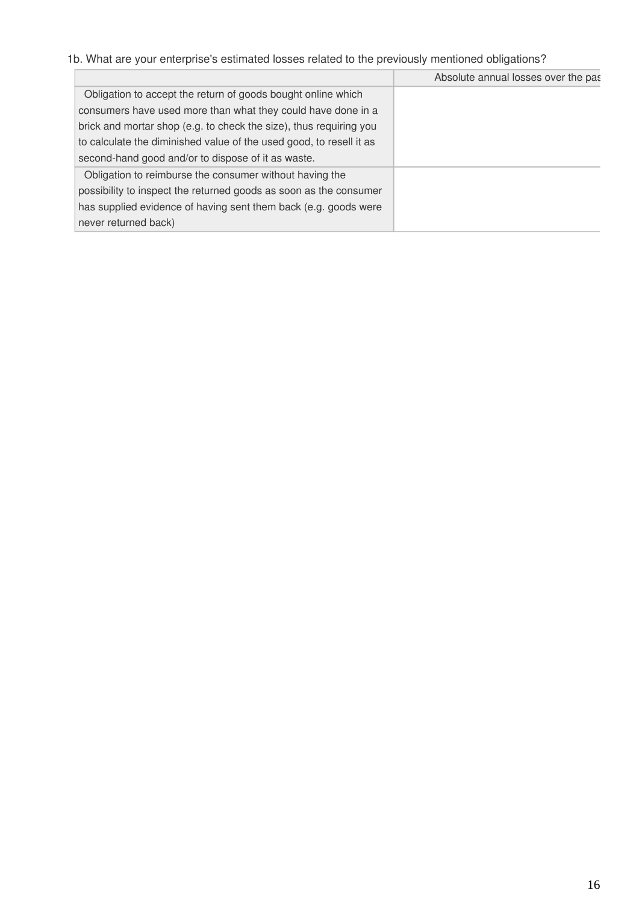1b. What are your enterprise's estimated losses related to the previously mentioned obligations?

| | Absolute annual losses over the pas |
|---|---|
| Obligation to accept the return of goods bought online which consumers have used more than what they could have done in a brick and mortar shop (e.g. to check the size), thus requiring you to calculate the diminished value of the used good, to resell it as second-hand good and/or to dispose of it as waste. | |
| Obligation to reimburse the consumer without having the possibility to inspect the returned goods as soon as the consumer has supplied evidence of having sent them back (e.g. goods were never returned back) | |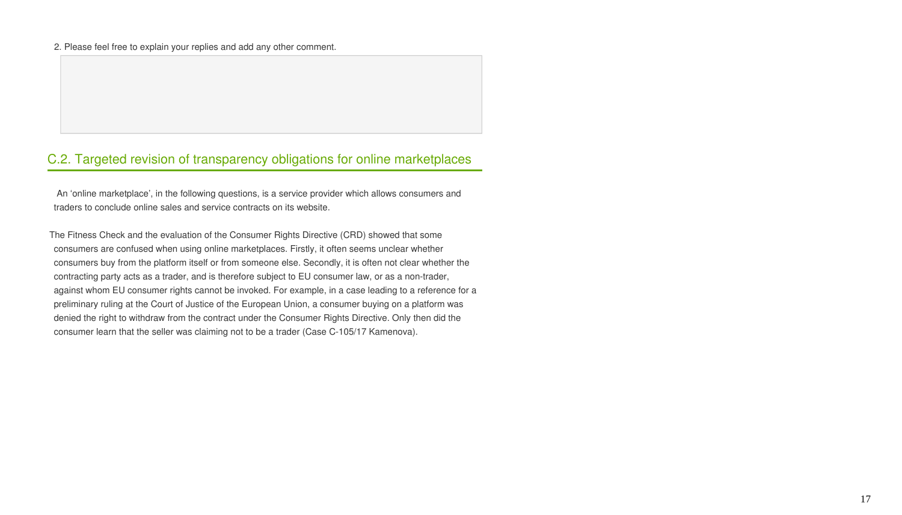2. Please feel free to explain your replies and add any other comment.

## C.2. Targeted revision of transparency obligations for online marketplaces

An ‘online marketplace’, in the following questions, is a service provider which allows consumers and traders to conclude online sales and service contracts on its website.

The Fitness Check and the evaluation of the Consumer Rights Directive (CRD) showed that some consumers are confused when using online marketplaces. Firstly, it often seems unclear whether consumers buy from the platform itself or from someone else. Secondly, it is often not clear whether the contracting party acts as a trader, and is therefore subject to EU consumer law, or as a non-trader, against whom EU consumer rights cannot be invoked. For example, in a case leading to a reference for a preliminary ruling at the Court of Justice of the European Union, a consumer buying on a platform was denied the right to withdraw from the contract under the Consumer Rights Directive. Only then did the consumer learn that the seller was claiming not to be a trader (Case C-105/17 Kamenova).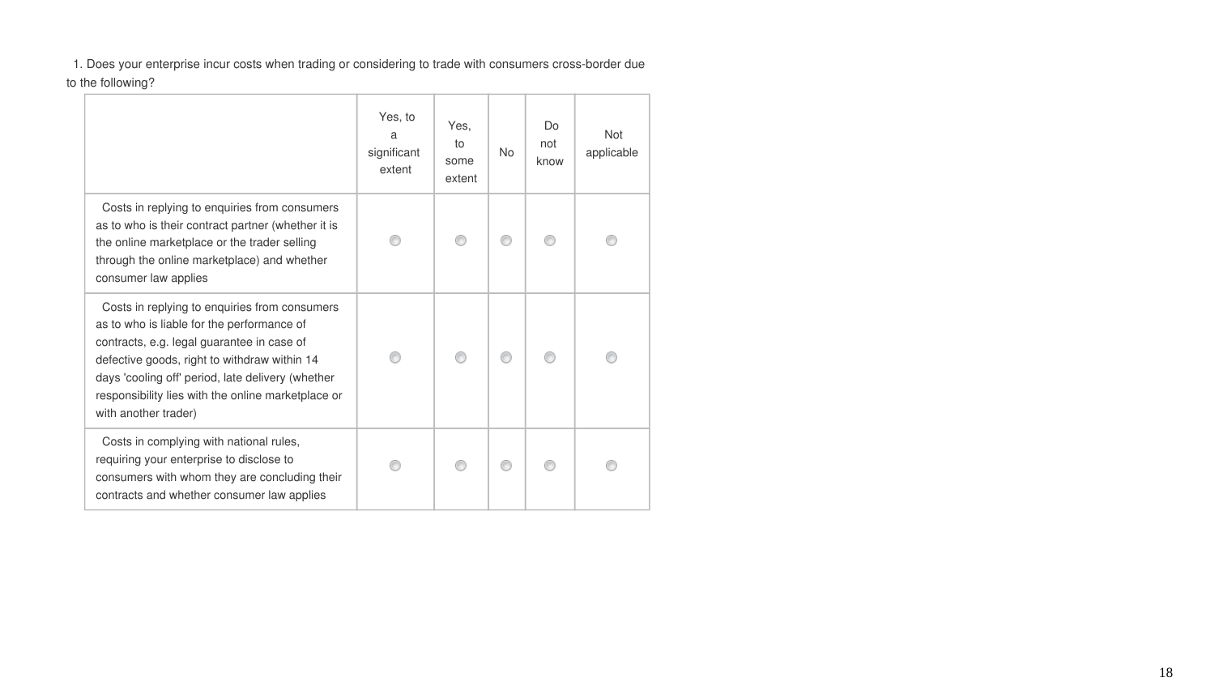1. Does your enterprise incur costs when trading or considering to trade with consumers cross-border due to the following?

| | Yes, to a significant extent | Yes, to some extent | No | Do not know | Not applicable |
|---|---|---|---|---|---|
| Costs in replying to enquiries from consumers as to who is their contract partner (whether it is the online marketplace or the trader selling through the online marketplace) and whether consumer law applies | ○ | ○ | ○ | ○ | ○ |
| Costs in replying to enquiries from consumers as to who is liable for the performance of contracts, e.g. legal guarantee in case of defective goods, right to withdraw within 14 days 'cooling off' period, late delivery (whether responsibility lies with the online marketplace or with another trader) | ○ | ○ | ○ | ○ | ○ |
| Costs in complying with national rules, requiring your enterprise to disclose to consumers with whom they are concluding their contracts and whether consumer law applies | ○ | ○ | ○ | ○ | ○ |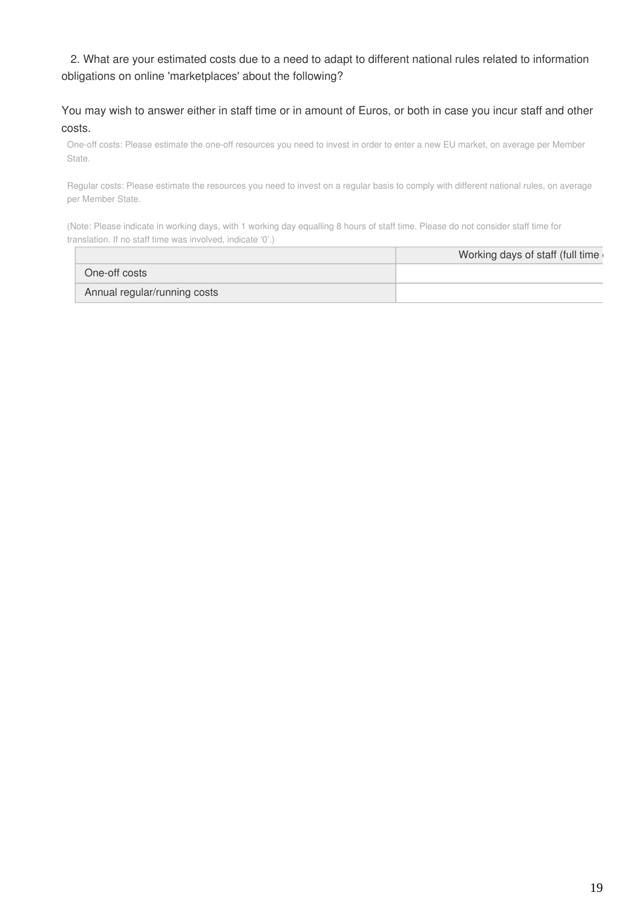2. What are your estimated costs due to a need to adapt to different national rules related to information obligations on online 'marketplaces' about the following?

You may wish to answer either in staff time or in amount of Euros, or both in case you incur staff and other costs.

One-off costs: Please estimate the one-off resources you need to invest in order to enter a new EU market, on average per Member State.

Regular costs: Please estimate the resources you need to invest on a regular basis to comply with different national rules, on average per Member State.

(Note: Please indicate in working days, with 1 working day equalling 8 hours of staff time. Please do not consider staff time for translation. If no staff time was involved, indicate '0'.)

| | Working days of staff (full time |
|---|---|
| One-off costs | |
| Annual regular/running costs | |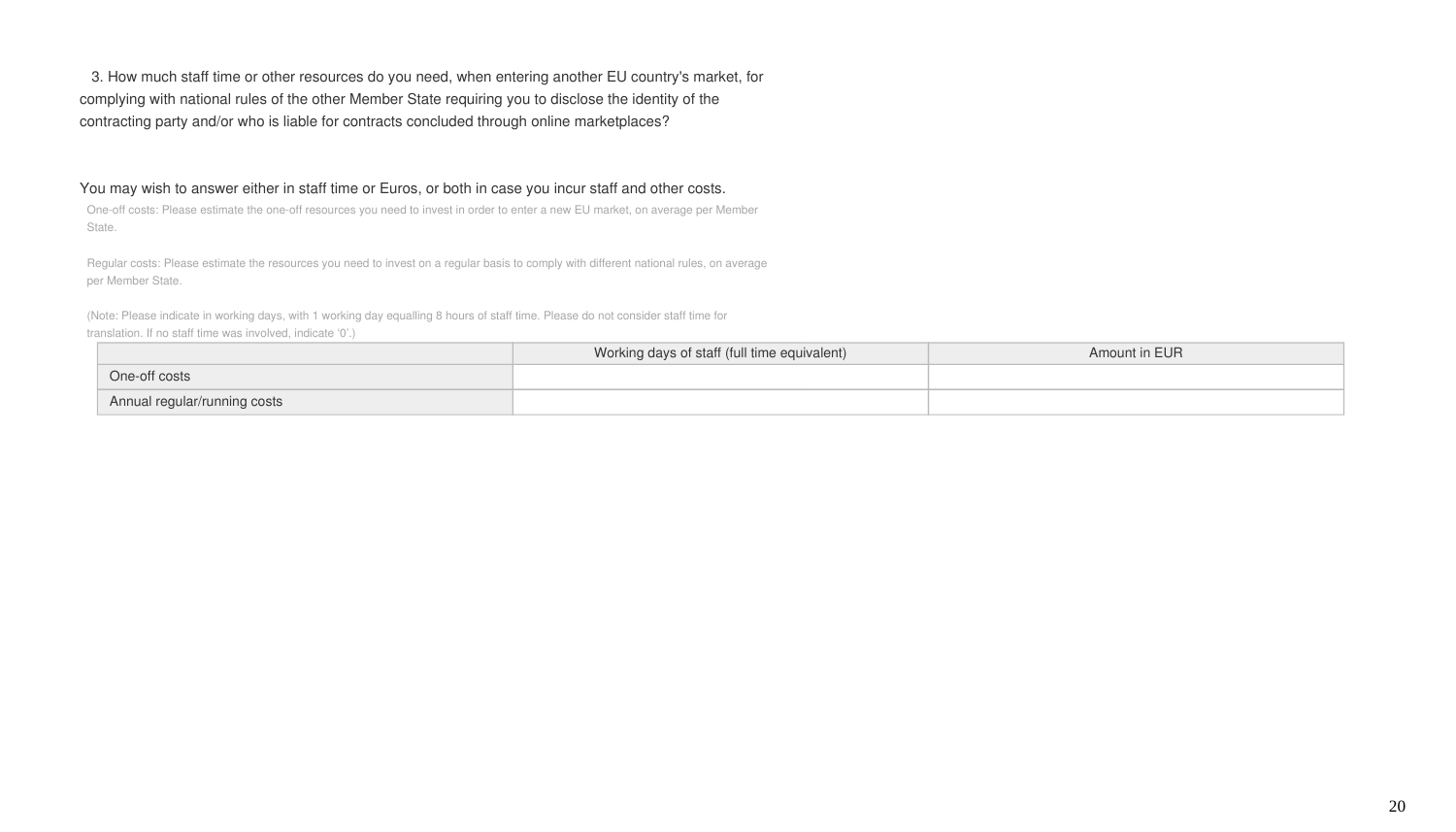3. How much staff time or other resources do you need, when entering another EU country's market, for complying with national rules of the other Member State requiring you to disclose the identity of the contracting party and/or who is liable for contracts concluded through online marketplaces?

You may wish to answer either in staff time or Euros, or both in case you incur staff and other costs.

One-off costs: Please estimate the one-off resources you need to invest in order to enter a new EU market, on average per Member State.

Regular costs: Please estimate the resources you need to invest on a regular basis to comply with different national rules, on average per Member State.

(Note: Please indicate in working days, with 1 working day equalling 8 hours of staff time. Please do not consider staff time for translation. If no staff time was involved, indicate '0'.)

| | Working days of staff (full time equivalent) | Amount in EUR |
|---|---|---|
| One-off costs | | |
| Annual regular/running costs | | |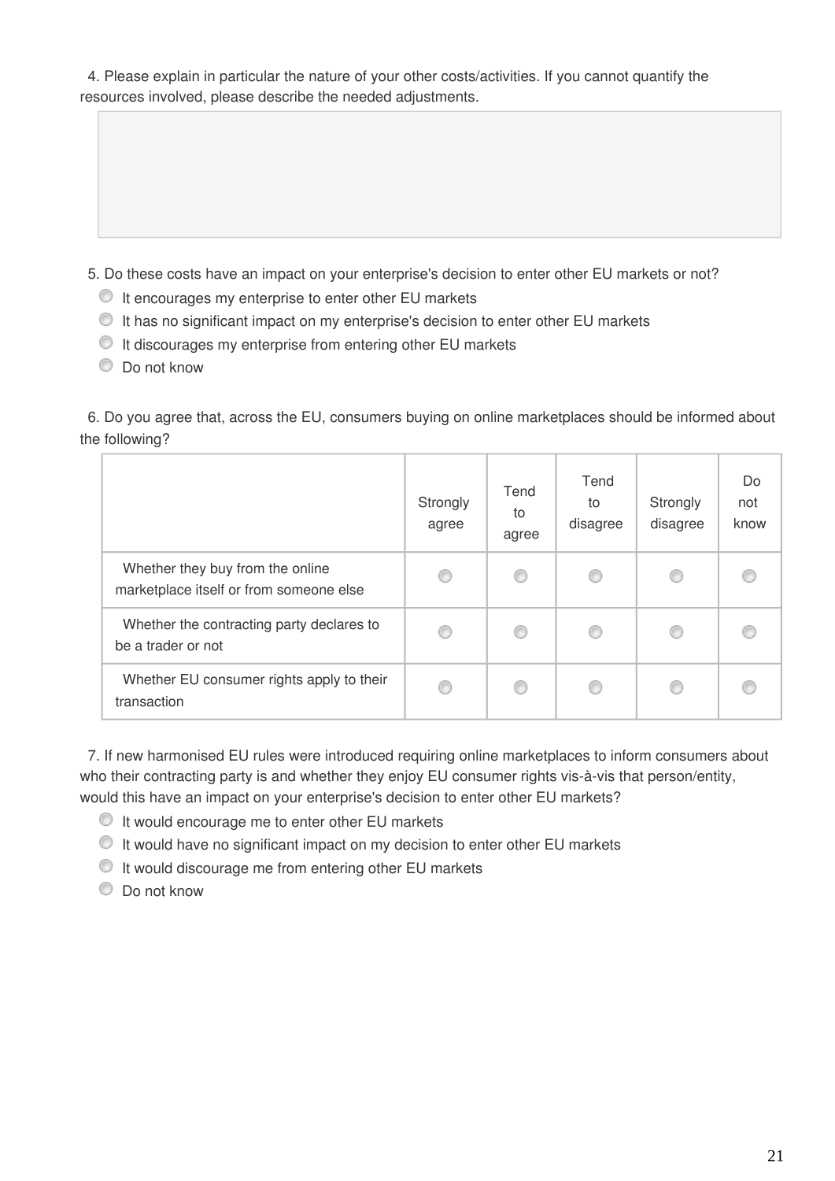4. Please explain in particular the nature of your other costs/activities. If you cannot quantify the resources involved, please describe the needed adjustments.

5. Do these costs have an impact on your enterprise's decision to enter other EU markets or not?

- It encourages my enterprise to enter other EU markets
- It has no significant impact on my enterprise's decision to enter other EU markets
- It discourages my enterprise from entering other EU markets
- Do not know

6. Do you agree that, across the EU, consumers buying on online marketplaces should be informed about the following?

| | Strongly agree | Tend to agree | Tend to disagree | Strongly disagree | Do not know |
|---|---|---|---|---|---|
| Whether they buy from the online marketplace itself or from someone else | ○ | ○ | ○ | ○ | ○ |
| Whether the contracting party declares to be a trader or not | ○ | ○ | ○ | ○ | ○ |
| Whether EU consumer rights apply to their transaction | ○ | ○ | ○ | ○ | ○ |

7. If new harmonised EU rules were introduced requiring online marketplaces to inform consumers about who their contracting party is and whether they enjoy EU consumer rights vis-à-vis that person/entity, would this have an impact on your enterprise's decision to enter other EU markets?

- It would encourage me to enter other EU markets
- It would have no significant impact on my decision to enter other EU markets
- It would discourage me from entering other EU markets
- Do not know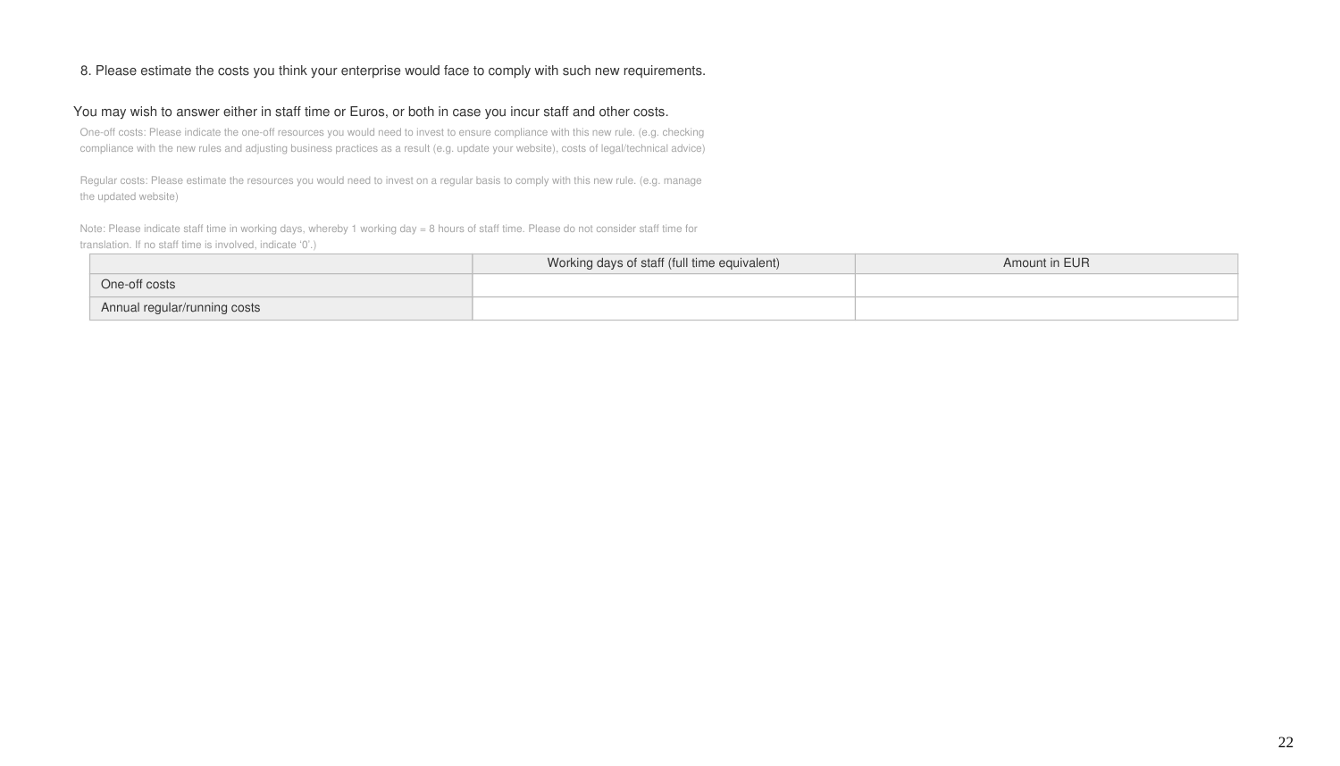8. Please estimate the costs you think your enterprise would face to comply with such new requirements.

You may wish to answer either in staff time or Euros, or both in case you incur staff and other costs.

One-off costs: Please indicate the one-off resources you would need to invest to ensure compliance with this new rule. (e.g. checking compliance with the new rules and adjusting business practices as a result (e.g. update your website), costs of legal/technical advice)

Regular costs: Please estimate the resources you would need to invest on a regular basis to comply with this new rule. (e.g. manage the updated website)

Note: Please indicate staff time in working days, whereby 1 working day = 8 hours of staff time. Please do not consider staff time for translation. If no staff time is involved, indicate '0'.)

| | Working days of staff (full time equivalent) | Amount in EUR |
|---|---|---|
| One-off costs | | |
| Annual regular/running costs | | |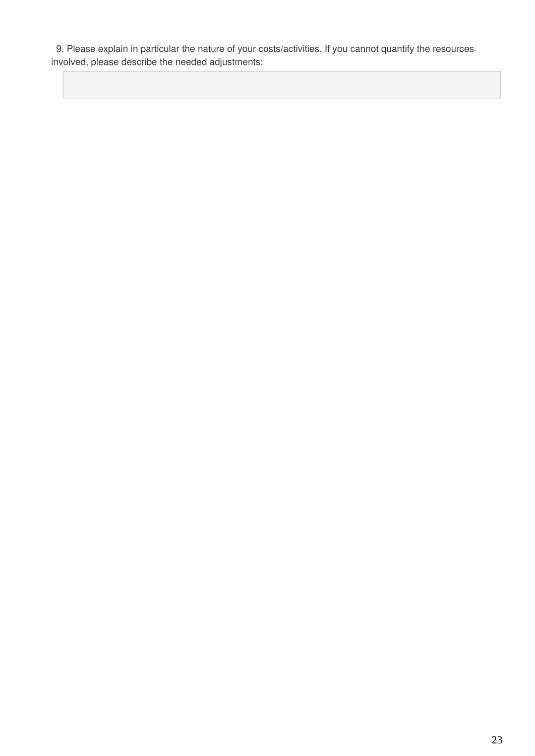9. Please explain in particular the nature of your costs/activities. If you cannot quantify the resources involved, please describe the needed adjustments: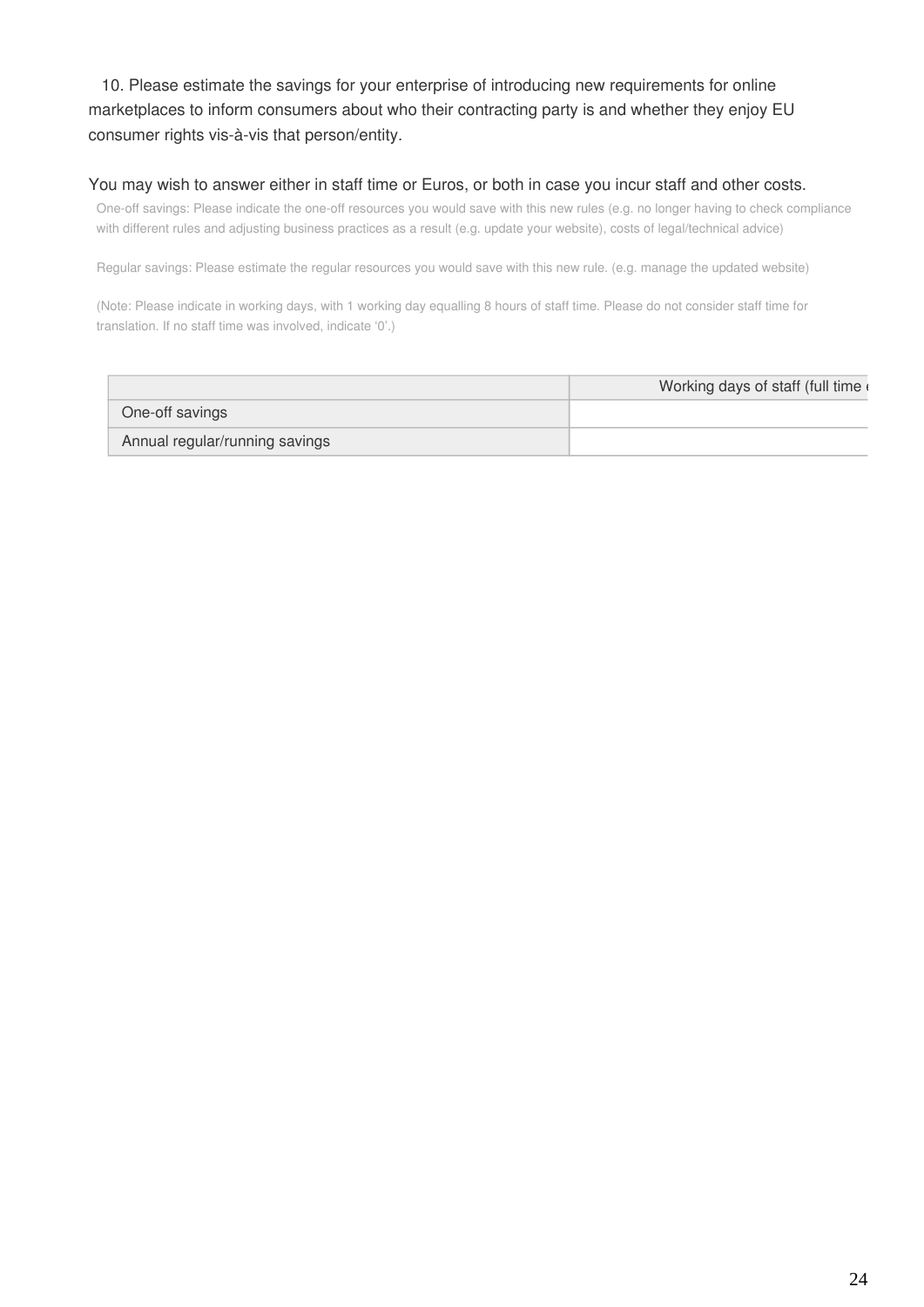10. Please estimate the savings for your enterprise of introducing new requirements for online marketplaces to inform consumers about who their contracting party is and whether they enjoy EU consumer rights vis-à-vis that person/entity.

You may wish to answer either in staff time or Euros, or both in case you incur staff and other costs.

One-off savings: Please indicate the one-off resources you would save with this new rules (e.g. no longer having to check compliance with different rules and adjusting business practices as a result (e.g. update your website), costs of legal/technical advice)

Regular savings: Please estimate the regular resources you would save with this new rule. (e.g. manage the updated website)

(Note: Please indicate in working days, with 1 working day equalling 8 hours of staff time. Please do not consider staff time for translation. If no staff time was involved, indicate '0'.)

| | Working days of staff (full time e |
|---|---|
| One-off savings | |
| Annual regular/running savings | |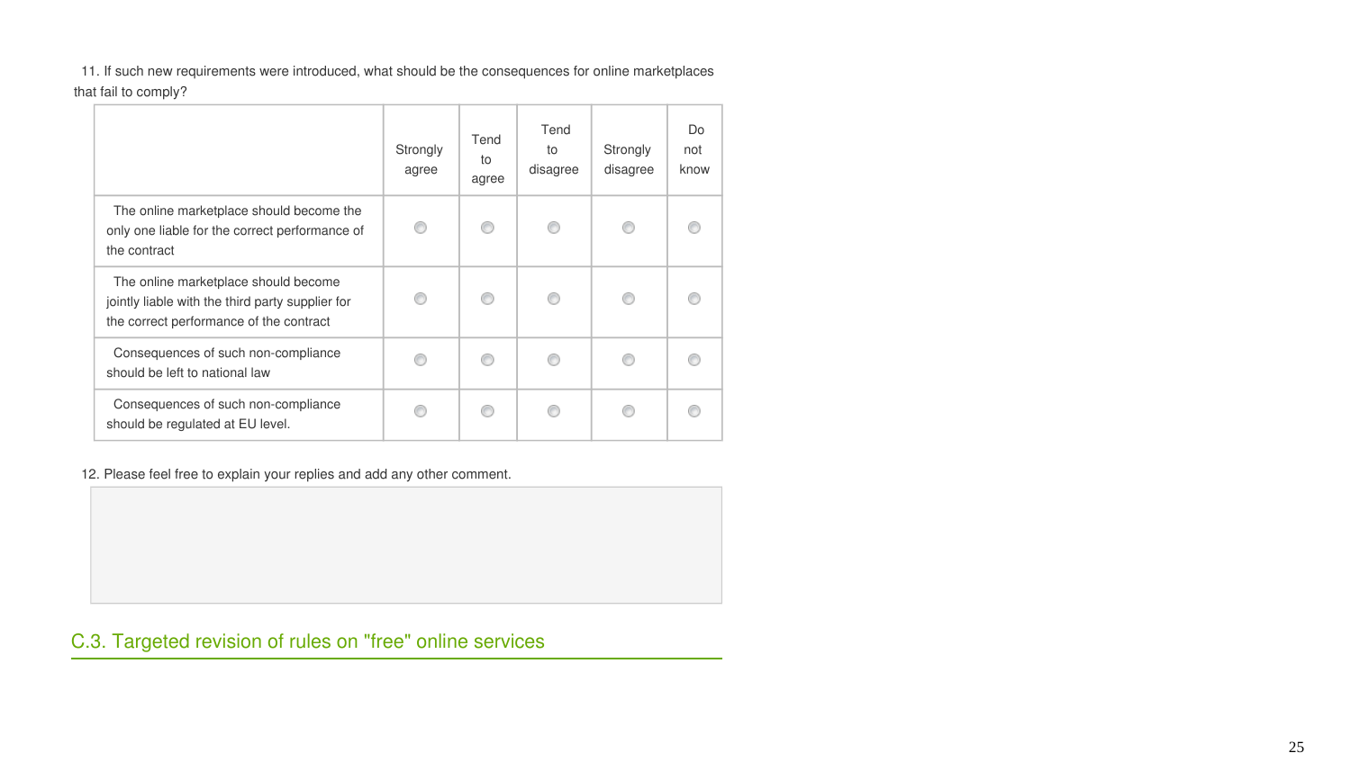11. If such new requirements were introduced, what should be the consequences for online marketplaces that fail to comply?

| | Strongly agree | Tend to agree | Tend to disagree | Strongly disagree | Do not know |
|---|---|---|---|---|---|
| The online marketplace should become the only one liable for the correct performance of the contract | ○ | ○ | ○ | ○ | ○ |
| The online marketplace should become jointly liable with the third party supplier for the correct performance of the contract | ○ | ○ | ○ | ○ | ○ |
| Consequences of such non-compliance should be left to national law | ○ | ○ | ○ | ○ | ○ |
| Consequences of such non-compliance should be regulated at EU level. | ○ | ○ | ○ | ○ | ○ |

12. Please feel free to explain your replies and add any other comment.

## C.3. Targeted revision of rules on "free" online services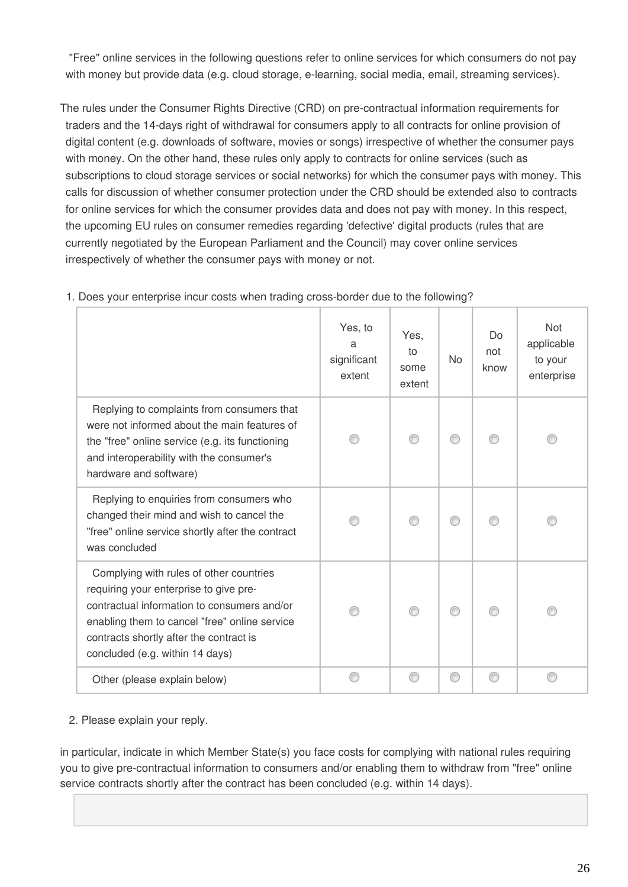"Free" online services in the following questions refer to online services for which consumers do not pay with money but provide data (e.g. cloud storage, e-learning, social media, email, streaming services).

The rules under the Consumer Rights Directive (CRD) on pre-contractual information requirements for traders and the 14-days right of withdrawal for consumers apply to all contracts for online provision of digital content (e.g. downloads of software, movies or songs) irrespective of whether the consumer pays with money. On the other hand, these rules only apply to contracts for online services (such as subscriptions to cloud storage services or social networks) for which the consumer pays with money. This calls for discussion of whether consumer protection under the CRD should be extended also to contracts for online services for which the consumer provides data and does not pay with money. In this respect, the upcoming EU rules on consumer remedies regarding 'defective' digital products (rules that are currently negotiated by the European Parliament and the Council) may cover online services irrespectively of whether the consumer pays with money or not.

1. Does your enterprise incur costs when trading cross-border due to the following?

| | Yes, to a significant extent | Yes, to some extent | No | Do not know | Not applicable to your enterprise |
|---|---|---|---|---|---|
| Replying to complaints from consumers that were not informed about the main features of the "free" online service (e.g. its functioning and interoperability with the consumer's hardware and software) | ○ | ○ | ○ | ○ | ○ |
| Replying to enquiries from consumers who changed their mind and wish to cancel the "free" online service shortly after the contract was concluded | ○ | ○ | ○ | ○ | ○ |
| Complying with rules of other countries requiring your enterprise to give pre-contractual information to consumers and/or enabling them to cancel "free" online service contracts shortly after the contract is concluded (e.g. within 14 days) | ○ | ○ | ○ | ○ | ○ |
| Other (please explain below) | ○ | ○ | ○ | ○ | ○ |

2. Please explain your reply.

in particular, indicate in which Member State(s) you face costs for complying with national rules requiring you to give pre-contractual information to consumers and/or enabling them to withdraw from "free" online service contracts shortly after the contract has been concluded (e.g. within 14 days).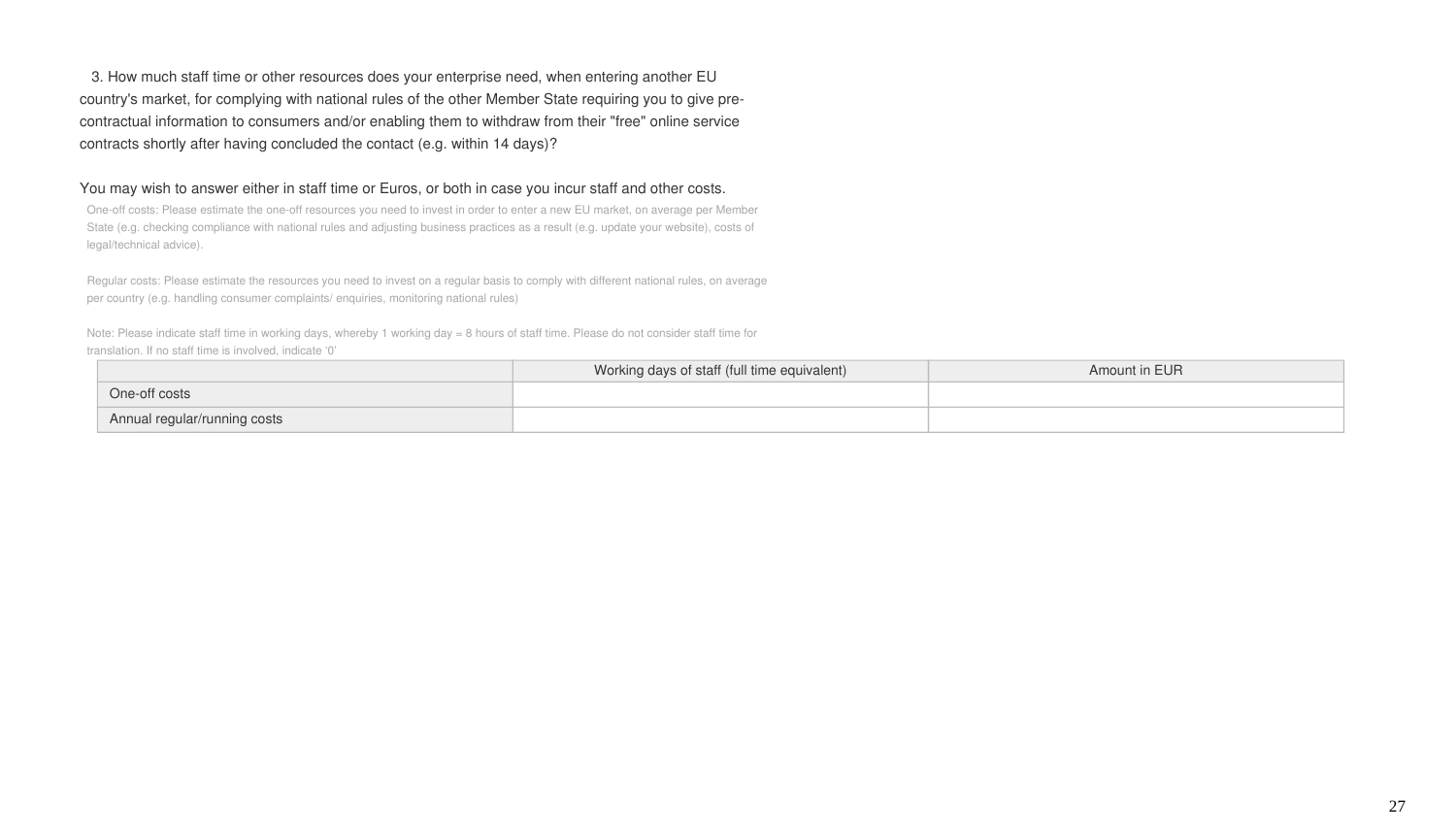3. How much staff time or other resources does your enterprise need, when entering another EU country's market, for complying with national rules of the other Member State requiring you to give pre-contractual information to consumers and/or enabling them to withdraw from their "free" online service contracts shortly after having concluded the contact (e.g. within 14 days)?

You may wish to answer either in staff time or Euros, or both in case you incur staff and other costs.

One-off costs: Please estimate the one-off resources you need to invest in order to enter a new EU market, on average per Member State (e.g. checking compliance with national rules and adjusting business practices as a result (e.g. update your website), costs of legal/technical advice).

Regular costs: Please estimate the resources you need to invest on a regular basis to comply with different national rules, on average per country (e.g. handling consumer complaints/ enquiries, monitoring national rules)

Note: Please indicate staff time in working days, whereby 1 working day = 8 hours of staff time. Please do not consider staff time for translation. If no staff time is involved, indicate '0'

| | Working days of staff (full time equivalent) | Amount in EUR |
|---|---|---|
| One-off costs | | |
| Annual regular/running costs | | |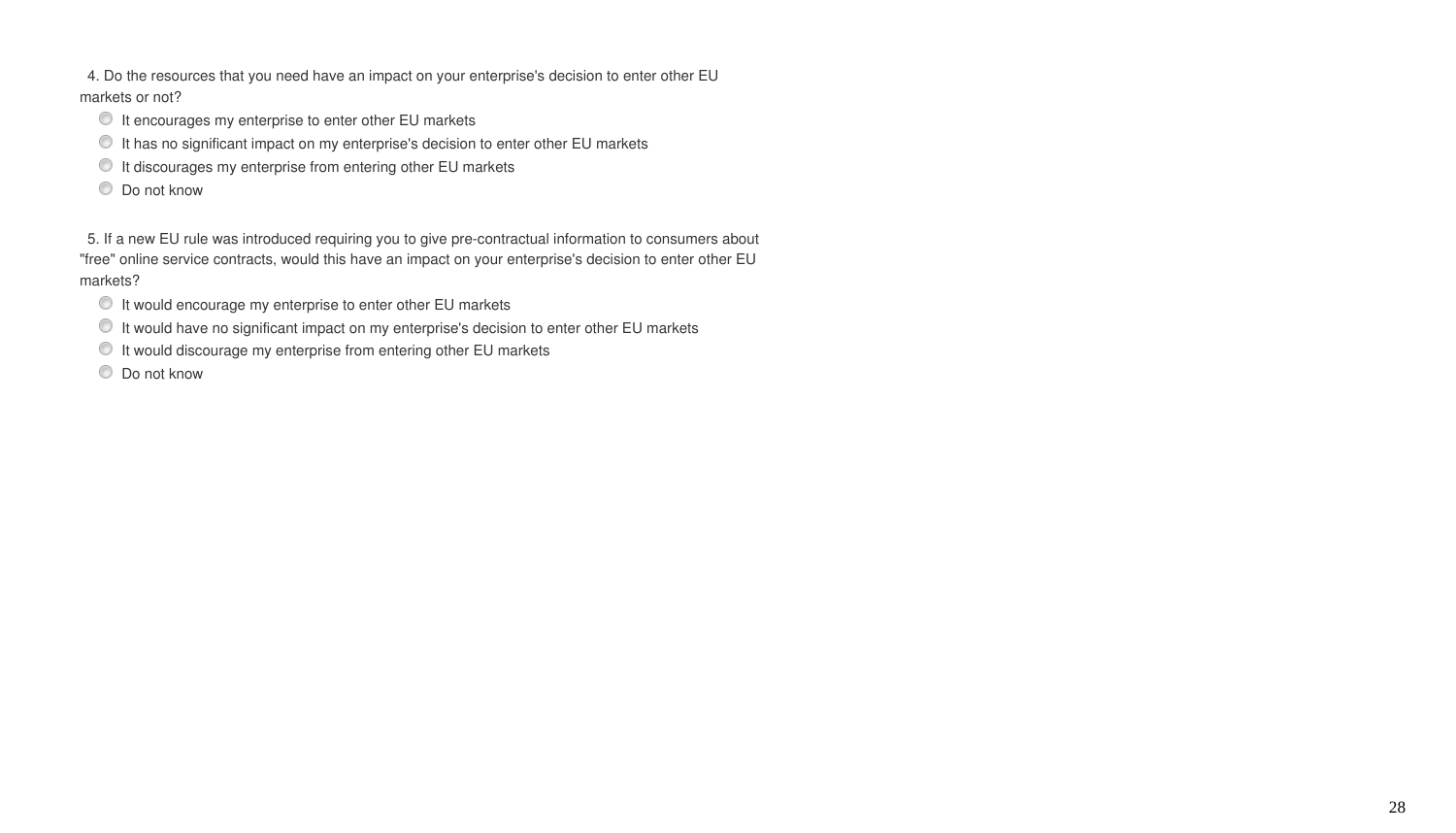4. Do the resources that you need have an impact on your enterprise's decision to enter other EU markets or not?

- It encourages my enterprise to enter other EU markets
- It has no significant impact on my enterprise's decision to enter other EU markets
- It discourages my enterprise from entering other EU markets
- Do not know

5. If a new EU rule was introduced requiring you to give pre-contractual information to consumers about "free" online service contracts, would this have an impact on your enterprise's decision to enter other EU markets?

- It would encourage my enterprise to enter other EU markets
- It would have no significant impact on my enterprise's decision to enter other EU markets
- It would discourage my enterprise from entering other EU markets
- Do not know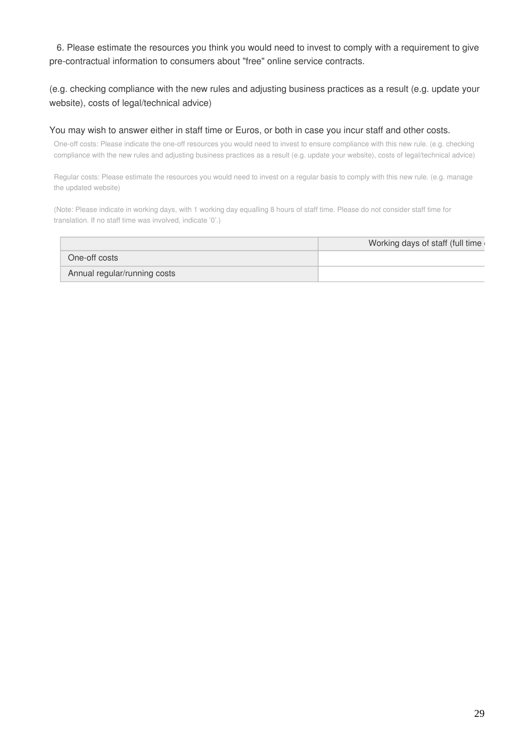6. Please estimate the resources you think you would need to invest to comply with a requirement to give pre-contractual information to consumers about "free" online service contracts.

(e.g. checking compliance with the new rules and adjusting business practices as a result (e.g. update your website), costs of legal/technical advice)

You may wish to answer either in staff time or Euros, or both in case you incur staff and other costs.

One-off costs: Please indicate the one-off resources you would need to invest to ensure compliance with this new rule. (e.g. checking compliance with the new rules and adjusting business practices as a result (e.g. update your website), costs of legal/technical advice)

Regular costs: Please estimate the resources you would need to invest on a regular basis to comply with this new rule. (e.g. manage the updated website)

(Note: Please indicate in working days, with 1 working day equalling 8 hours of staff time. Please do not consider staff time for translation. If no staff time was involved, indicate '0'.)

| | Working days of staff (full time |
| --- | --- |
| One-off costs | |
| Annual regular/running costs | |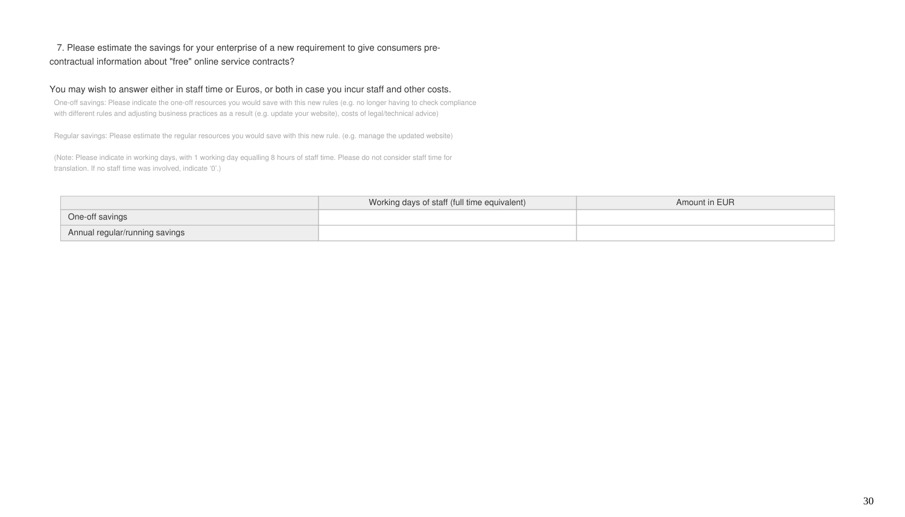7. Please estimate the savings for your enterprise of a new requirement to give consumers pre-contractual information about "free" online service contracts?

You may wish to answer either in staff time or Euros, or both in case you incur staff and other costs.

One-off savings: Please indicate the one-off resources you would save with this new rules (e.g. no longer having to check compliance with different rules and adjusting business practices as a result (e.g. update your website), costs of legal/technical advice)

Regular savings: Please estimate the regular resources you would save with this new rule. (e.g. manage the updated website)

(Note: Please indicate in working days, with 1 working day equalling 8 hours of staff time. Please do not consider staff time for translation. If no staff time was involved, indicate '0'.)

| | Working days of staff (full time equivalent) | Amount in EUR |
|---|---|---|
| One-off savings | | |
| Annual regular/running savings | | |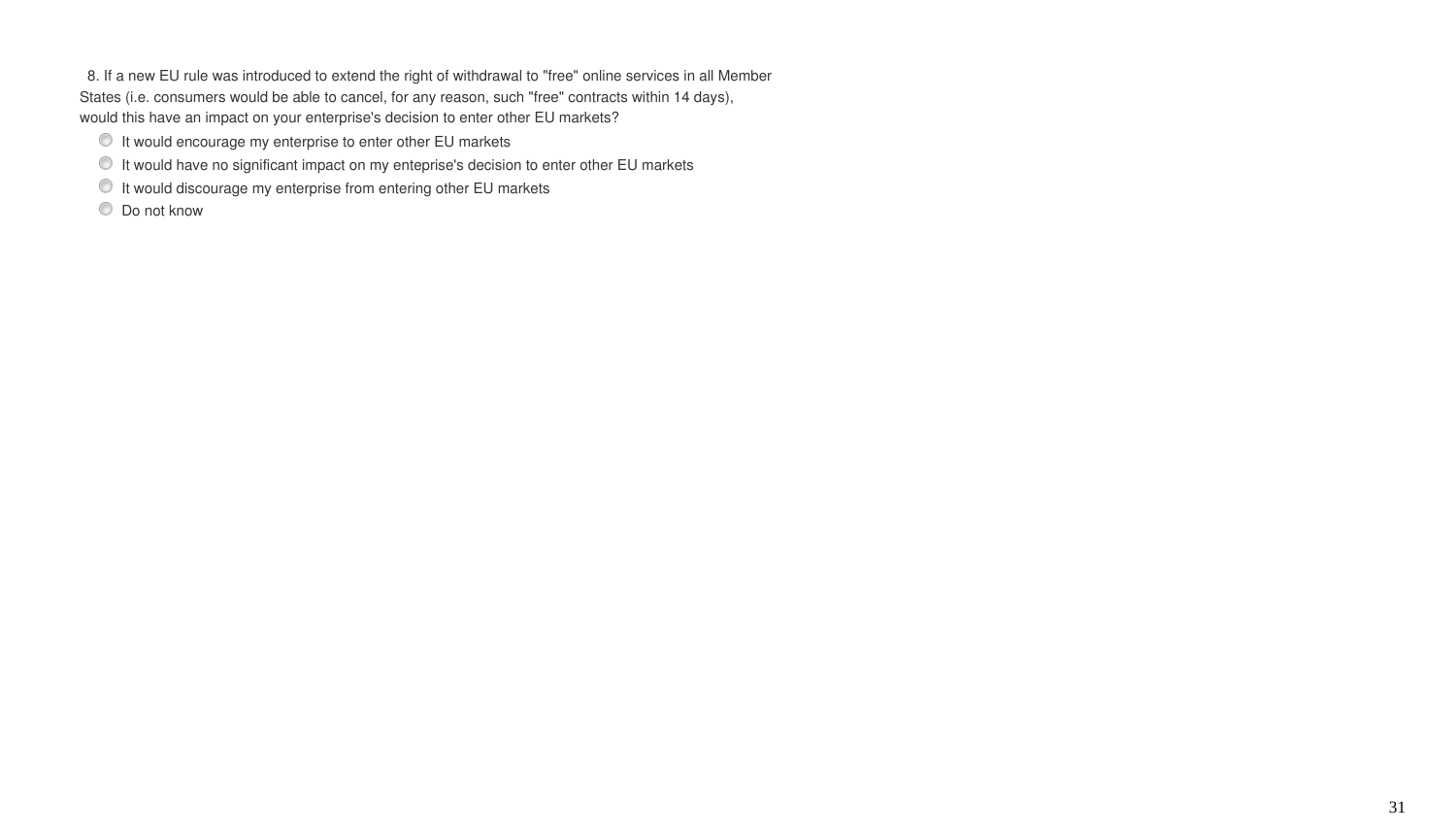8. If a new EU rule was introduced to extend the right of withdrawal to "free" online services in all Member States (i.e. consumers would be able to cancel, for any reason, such "free" contracts within 14 days), would this have an impact on your enterprise's decision to enter other EU markets?

- It would encourage my enterprise to enter other EU markets
- It would have no significant impact on my enteprise's decision to enter other EU markets
- It would discourage my enterprise from entering other EU markets
- Do not know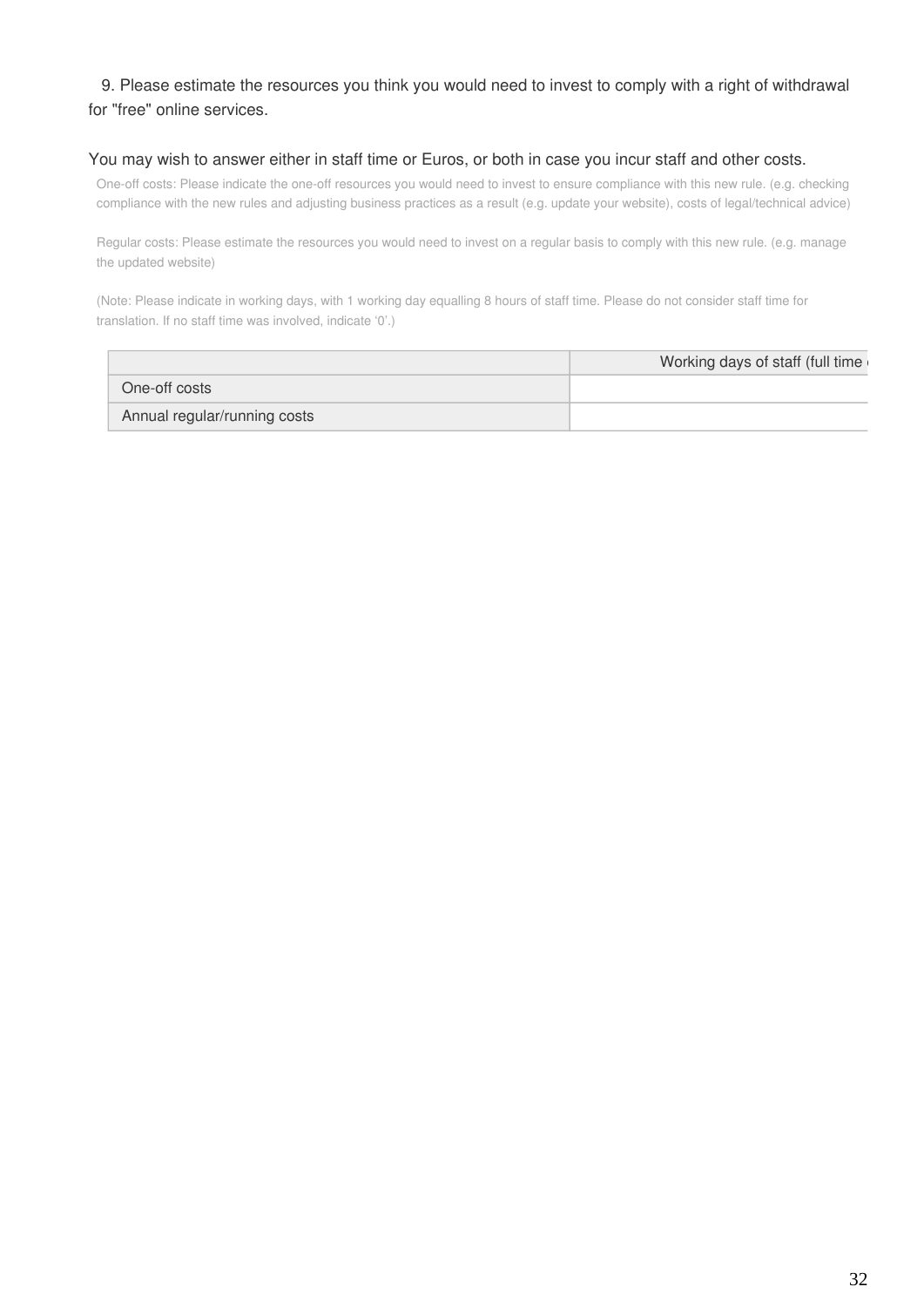9. Please estimate the resources you think you would need to invest to comply with a right of withdrawal for "free" online services.

You may wish to answer either in staff time or Euros, or both in case you incur staff and other costs.

One-off costs: Please indicate the one-off resources you would need to invest to ensure compliance with this new rule. (e.g. checking compliance with the new rules and adjusting business practices as a result (e.g. update your website), costs of legal/technical advice)

Regular costs: Please estimate the resources you would need to invest on a regular basis to comply with this new rule. (e.g. manage the updated website)

(Note: Please indicate in working days, with 1 working day equalling 8 hours of staff time. Please do not consider staff time for translation. If no staff time was involved, indicate '0'.)

| | Working days of staff (full time |
|---|---|
| One-off costs | |
| Annual regular/running costs | |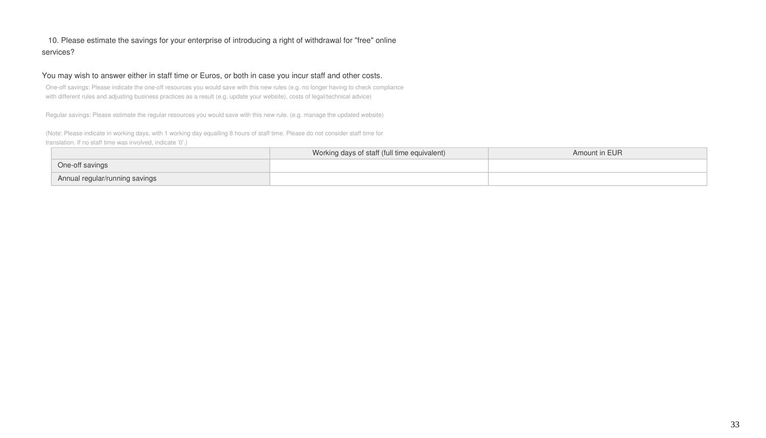10. Please estimate the savings for your enterprise of introducing a right of withdrawal for "free" online services?

You may wish to answer either in staff time or Euros, or both in case you incur staff and other costs.

One-off savings: Please indicate the one-off resources you would save with this new rules (e.g. no longer having to check compliance with different rules and adjusting business practices as a result (e.g. update your website), costs of legal/technical advice)

Regular savings: Please estimate the regular resources you would save with this new rule. (e.g. manage the updated website)

(Note: Please indicate in working days, with 1 working day equalling 8 hours of staff time. Please do not consider staff time for translation. If no staff time was involved, indicate '0'.)

| | Working days of staff (full time equivalent) | Amount in EUR |
|---|---|---|
| One-off savings | | |
| Annual regular/running savings | | |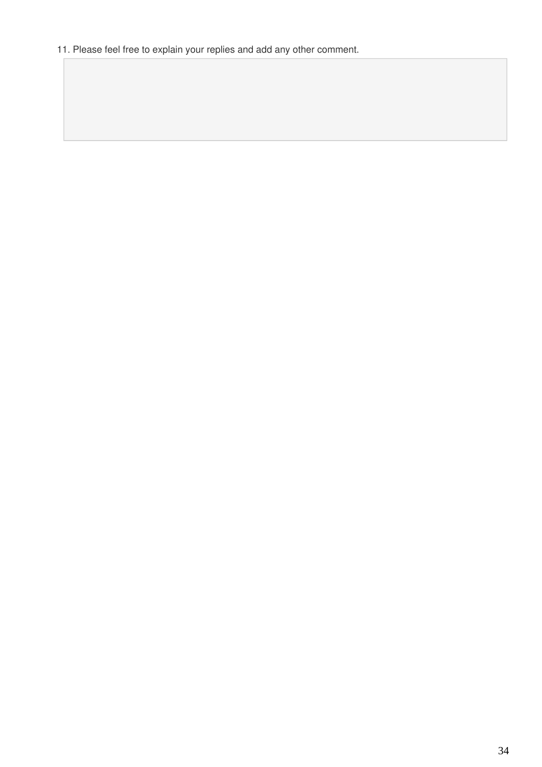11. Please feel free to explain your replies and add any other comment.